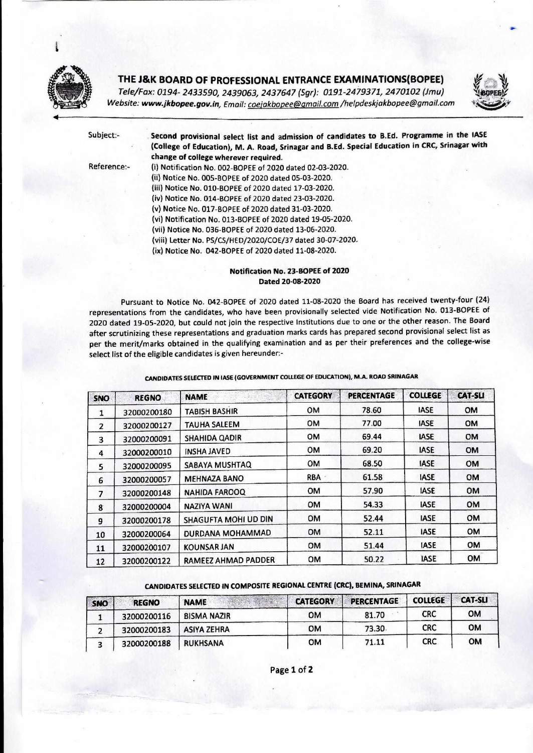# THE J&K BOARD OF PROFESSIONAL ENTRANCE EXAMINATIONS(BOPEE)

*Tele/Fax: 0194- 2433590, 2439063, 2437647 (Sgr): 0191-2479371, 2470102 (Jmu)*
*Website: www.jkbopee.gov.in, Email: coejakbopee@gmail.com /helpdeskjakbopee@gmail.com*

Subject:- **Second provisional select list and admission of candidates to B.Ed. Programme in the IASE (College of Education), M. A. Road, Srinagar and B.Ed. Special Education in CRC, Srinagar with change of college wherever required.**

Reference:-
(i) Notification No. 002-BOPEE of 2020 dated 02-03-2020.
(ii) Notice No. 005-BOPEE of 2020 dated 05-03-2020.
(iii) Notice No. 010-BOPEE of 2020 dated 17-03-2020.
(iv) Notice No. 014-BOPEE of 2020 dated 23-03-2020.
(v) Notice No. 017-BOPEE of 2020 dated 31-03-2020.
(vi) Notification No. 013-BOPEE of 2020 dated 19-05-2020.
(vii) Notice No. 036-BOPEE of 2020 dated 13-06-2020.
(viii) Letter No. PS/CS/HED/2020/COE/37 dated 30-07-2020.
(ix) Notice No. 042-BOPEE of 2020 dated 11-08-2020.

**Notification No. 23-BOPEE of 2020**
**Dated 20-08-2020**

Pursuant to Notice No. 042-BOPEE of 2020 dated 11-08-2020 the Board has received twenty-four (24) representations from the candidates, who have been provisionally selected vide Notification No. 013-BOPEE of 2020 dated 19-05-2020, but could not join the respective Institutions due to one or the other reason. The Board after scrutinizing these representations and graduation marks cards has prepared second provisional select list as per the merit/marks obtained in the qualifying examination and as per their preferences and the college-wise select list of the eligible candidates is given hereunder:-

**CANDIDATES SELECTED IN IASE (GOVERNMENT COLLEGE OF EDUCATION), M.A. ROAD SRINAGAR**

| SNO | REGNO | NAME | CATEGORY | PERCENTAGE | COLLEGE | CAT-SLI |
|---|---|---|---|---|---|---|
| 1 | 32000200180 | TABISH BASHIR | OM | 78.60 | IASE | OM |
| 2 | 32000200127 | TAUHA SALEEM | OM | 77.00 | IASE | OM |
| 3 | 32000200091 | SHAHIDA QADIR | OM | 69.44 | IASE | OM |
| 4 | 32000200010 | INSHA JAVED | OM | 69.20 | IASE | OM |
| 5 | 32000200095 | SABAYA MUSHTAQ | OM | 68.50 | IASE | OM |
| 6 | 32000200057 | MEHNAZA BANO | RBA | 61.58 | IASE | OM |
| 7 | 32000200148 | NAHIDA FAROOQ | OM | 57.90 | IASE | OM |
| 8 | 32000200004 | NAZIYA WANI | OM | 54.33 | IASE | OM |
| 9 | 32000200178 | SHAGUFTA MOHI UD DIN | OM | 52.44 | IASE | OM |
| 10 | 32000200064 | DURDANA MOHAMMAD | OM | 52.11 | IASE | OM |
| 11 | 32000200107 | KOUNSAR JAN | OM | 51.44 | IASE | OM |
| 12 | 32000200122 | RAMEEZ AHMAD PADDER | OM | 50.22 | IASE | OM |

**CANDIDATES SELECTED IN COMPOSITE REGIONAL CENTRE (CRC), BEMINA, SRINAGAR**

| SNO | REGNO | NAME | CATEGORY | PERCENTAGE | COLLEGE | CAT-SLI |
|---|---|---|---|---|---|---|
| 1 | 32000200116 | BISMA NAZIR | OM | 81.70 | CRC | OM |
| 2 | 32000200183 | ASIYA ZEHRA | OM | 73.30 | CRC | OM |
| 3 | 32000200188 | RUKHSANA | OM | 71.11 | CRC | OM |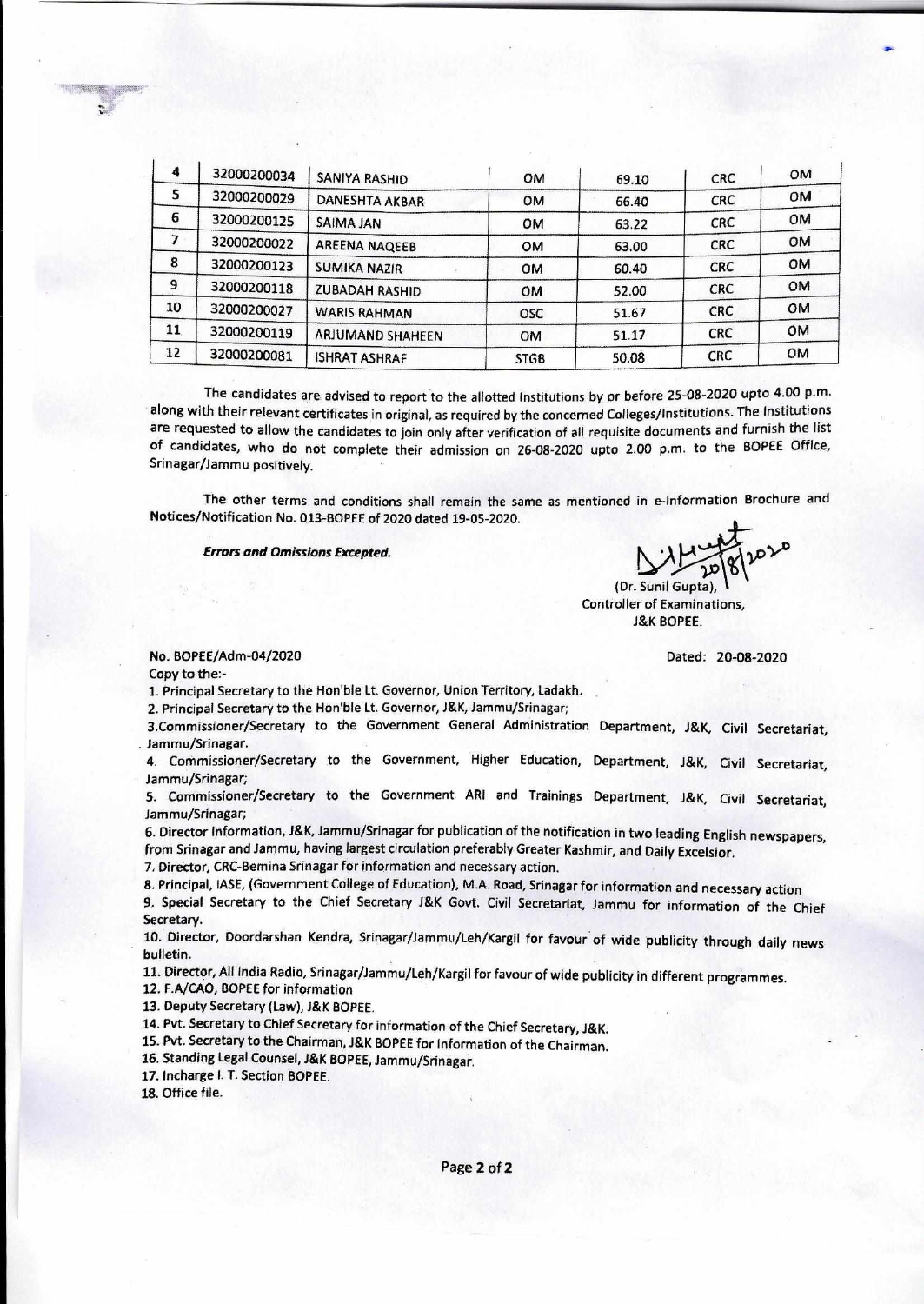| | | | | | | |
|---|---|---|---|---|---|---|
| 4 | 32000200034 | SANIYA RASHID | OM | 69.10 | CRC | OM |
| 5 | 32000200029 | DANESHTA AKBAR | OM | 66.40 | CRC | OM |
| 6 | 32000200125 | SAIMA JAN | OM | 63.22 | CRC | OM |
| 7 | 32000200022 | AREENA NAQEEB | OM | 63.00 | CRC | OM |
| 8 | 32000200123 | SUMIKA NAZIR | OM | 60.40 | CRC | OM |
| 9 | 32000200118 | ZUBADAH RASHID | OM | 52.00 | CRC | OM |
| 10 | 32000200027 | WARIS RAHMAN | OSC | 51.67 | CRC | OM |
| 11 | 32000200119 | ARJUMAND SHAHEEN | OM | 51.17 | CRC | OM |
| 12 | 32000200081 | ISHRAT ASHRAF | STGB | 50.08 | CRC | OM |

The candidates are advised to report to the allotted Institutions by or before 25-08-2020 upto 4.00 p.m. along with their relevant certificates in original, as required by the concerned Colleges/Institutions. The Institutions are requested to allow the candidates to join only after verification of all requisite documents and furnish the list of candidates, who do not complete their admission on 26-08-2020 upto 2.00 p.m. to the BOPEE Office, Srinagar/Jammu positively.

The other terms and conditions shall remain the same as mentioned in e-Information Brochure and Notices/Notification No. 013-BOPEE of 2020 dated 19-05-2020.

***Errors and Omissions Excepted.***

20/8/2020

(Dr. Sunil Gupta),
Controller of Examinations,
J&K BOPEE.

No. BOPEE/Adm-04/2020

Dated: 20-08-2020

Copy to the:-

1. Principal Secretary to the Hon'ble Lt. Governor, Union Territory, Ladakh.
2. Principal Secretary to the Hon'ble Lt. Governor, J&K, Jammu/Srinagar;
3. Commissioner/Secretary to the Government General Administration Department, J&K, Civil Secretariat, Jammu/Srinagar.
4. Commissioner/Secretary to the Government, Higher Education, Department, J&K, Civil Secretariat, Jammu/Srinagar;
5. Commissioner/Secretary to the Government ARI and Trainings Department, J&K, Civil Secretariat, Jammu/Srinagar;
6. Director Information, J&K, Jammu/Srinagar for publication of the notification in two leading English newspapers, from Srinagar and Jammu, having largest circulation preferably Greater Kashmir, and Daily Excelsior.
7. Director, CRC-Bemina Srinagar for information and necessary action.
8. Principal, IASE, (Government College of Education), M.A. Road, Srinagar for information and necessary action
9. Special Secretary to the Chief Secretary J&K Govt. Civil Secretariat, Jammu for information of the Chief Secretary.
10. Director, Doordarshan Kendra, Srinagar/Jammu/Leh/Kargil for favour of wide publicity through daily news bulletin.
11. Director, All India Radio, Srinagar/Jammu/Leh/Kargil for favour of wide publicity in different programmes.
12. F.A/CAO, BOPEE for information
13. Deputy Secretary (Law), J&K BOPEE.
14. Pvt. Secretary to Chief Secretary for information of the Chief Secretary, J&K.
15. Pvt. Secretary to the Chairman, J&K BOPEE for information of the Chairman.
16. Standing Legal Counsel, J&K BOPEE, Jammu/Srinagar.
17. Incharge I. T. Section BOPEE.
18. Office file.